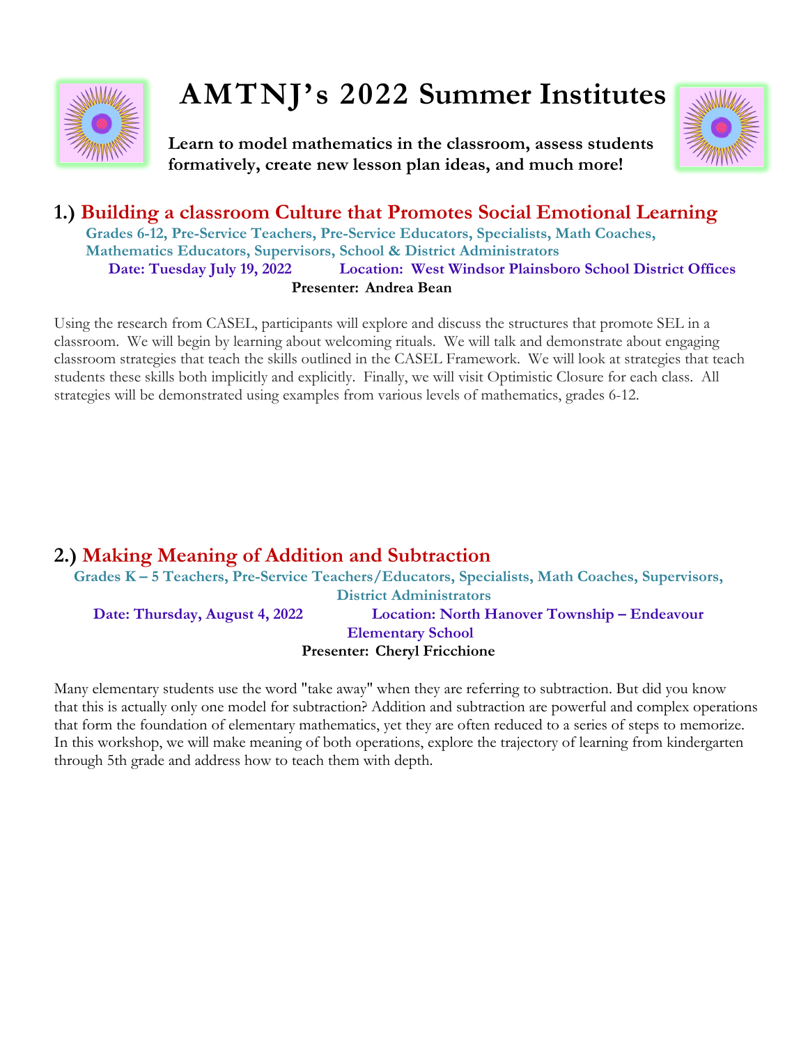# AMTNJ's 2022 Summer Institutes

**Learn to model mathematics in the classroom, assess students formatively, create new lesson plan ideas, and much more!**

## 1.) Building a classroom Culture that Promotes Social Emotional Learning

**Grades 6-12, Pre-Service Teachers, Pre-Service Educators, Specialists, Math Coaches, Mathematics Educators, Supervisors, School & District Administrators**

**Date: Tuesday July 19, 2022** **Location: West Windsor Plainsboro School District Offices**

**Presenter: Andrea Bean**

Using the research from CASEL, participants will explore and discuss the structures that promote SEL in a classroom. We will begin by learning about welcoming rituals. We will talk and demonstrate about engaging classroom strategies that teach the skills outlined in the CASEL Framework. We will look at strategies that teach students these skills both implicitly and explicitly. Finally, we will visit Optimistic Closure for each class. All strategies will be demonstrated using examples from various levels of mathematics, grades 6-12.

## 2.) Making Meaning of Addition and Subtraction

**Grades K – 5 Teachers, Pre-Service Teachers/Educators, Specialists, Math Coaches, Supervisors, District Administrators**

**Date: Thursday, August 4, 2022** **Location: North Hanover Township – Endeavour Elementary School**

**Presenter: Cheryl Fricchione**

Many elementary students use the word "take away" when they are referring to subtraction. But did you know that this is actually only one model for subtraction? Addition and subtraction are powerful and complex operations that form the foundation of elementary mathematics, yet they are often reduced to a series of steps to memorize. In this workshop, we will make meaning of both operations, explore the trajectory of learning from kindergarten through 5th grade and address how to teach them with depth.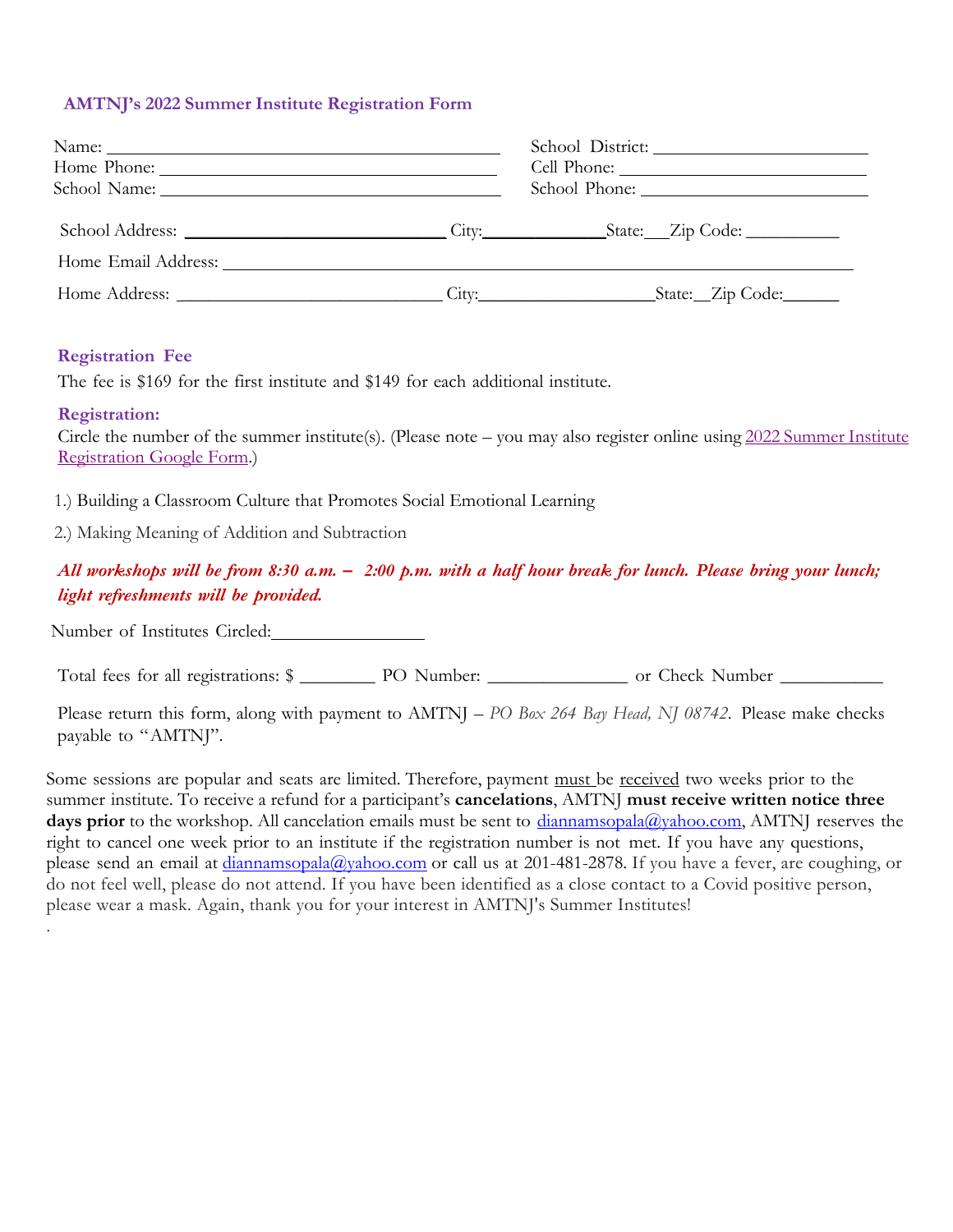## AMTNJ's 2022 Summer Institute Registration Form

Name: ____________________________________________ School District: ______________________

Home Phone: ______________________________________ Cell Phone: ___________________________

School Name: ______________________________________ School Phone: _________________________

School Address: ____________________________ City:_____________State:___Zip Code: __________

Home Email Address: ___________________________________________________________________

Home Address: _____________________________ City:__________________State:__Zip Code:______

### Registration Fee

The fee is $169 for the first institute and $149 for each additional institute.

### Registration:

Circle the number of the summer institute(s). (Please note – you may also register online using 2022 Summer Institute Registration Google Form.)

1.) Building a Classroom Culture that Promotes Social Emotional Learning

2.) Making Meaning of Addition and Subtraction

***All workshops will be from 8:30 a.m. – 2:00 p.m. with a half hour break for lunch. Please bring your lunch; light refreshments will be provided.***

Number of Institutes Circled:________________

Total fees for all registrations: $ ________ PO Number: _______________ or Check Number ___________

Please return this form, along with payment to AMTNJ – *PO Box 264 Bay Head, NJ 08742*. Please make checks payable to "AMTNJ".

Some sessions are popular and seats are limited. Therefore, payment must be received two weeks prior to the summer institute. To receive a refund for a participant's **cancelations**, AMTNJ **must receive written notice three days prior** to the workshop. All cancelation emails must be sent to diannamsopala@yahoo.com, AMTNJ reserves the right to cancel one week prior to an institute if the registration number is not met. If you have any questions, please send an email at diannamsopala@yahoo.com or call us at 201-481-2878. If you have a fever, are coughing, or do not feel well, please do not attend. If you have been identified as a close contact to a Covid positive person, please wear a mask. Again, thank you for your interest in AMTNJ's Summer Institutes!

.